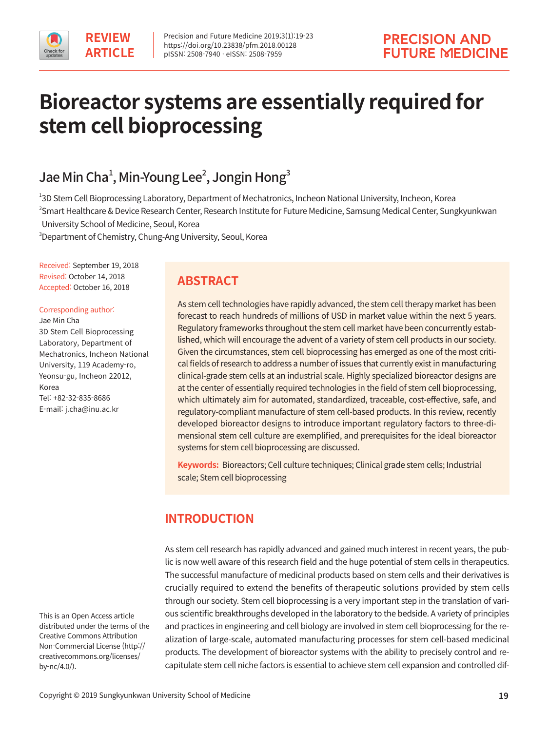REVIEW ARTICLE

# Bioreactor systems are essentially required for stem cell bioprocessing

Jae Min Cha[1], Min-Young Lee[2], Jongin Hong[3]

[1]3D Stem Cell Bioprocessing Laboratory, Department of Mechatronics, Incheon National University, Incheon, Korea
[2]Smart Healthcare & Device Research Center, Research Institute for Future Medicine, Samsung Medical Center, Sungkyunkwan University School of Medicine, Seoul, Korea
[3]Department of Chemistry, Chung-Ang University, Seoul, Korea

Received: September 19, 2018
Revised: October 14, 2018
Accepted: October 16, 2018

Corresponding author:
Jae Min Cha
3D Stem Cell Bioprocessing Laboratory, Department of Mechatronics, Incheon National University, 119 Academy-ro, Yeonsu-gu, Incheon 22012, Korea
Tel: +82-32-835-8686
E-mail: j.cha@inu.ac.kr

## ABSTRACT

As stem cell technologies have rapidly advanced, the stem cell therapy market has been forecast to reach hundreds of millions of USD in market value within the next 5 years. Regulatory frameworks throughout the stem cell market have been concurrently established, which will encourage the advent of a variety of stem cell products in our society. Given the circumstances, stem cell bioprocessing has emerged as one of the most critical fields of research to address a number of issues that currently exist in manufacturing clinical-grade stem cells at an industrial scale. Highly specialized bioreactor designs are at the center of essentially required technologies in the field of stem cell bioprocessing, which ultimately aim for automated, standardized, traceable, cost-effective, safe, and regulatory-compliant manufacture of stem cell-based products. In this review, recently developed bioreactor designs to introduce important regulatory factors to three-dimensional stem cell culture are exemplified, and prerequisites for the ideal bioreactor systems for stem cell bioprocessing are discussed.

**Keywords:** Bioreactors; Cell culture techniques; Clinical grade stem cells; Industrial scale; Stem cell bioprocessing

## INTRODUCTION

As stem cell research has rapidly advanced and gained much interest in recent years, the public is now well aware of this research field and the huge potential of stem cells in therapeutics. The successful manufacture of medicinal products based on stem cells and their derivatives is crucially required to extend the benefits of therapeutic solutions provided by stem cells through our society. Stem cell bioprocessing is a very important step in the translation of various scientific breakthroughs developed in the laboratory to the bedside. A variety of principles and practices in engineering and cell biology are involved in stem cell bioprocessing for the realization of large-scale, automated manufacturing processes for stem cell-based medicinal products. The development of bioreactor systems with the ability to precisely control and recapitulate stem cell niche factors is essential to achieve stem cell expansion and controlled dif-

This is an Open Access article distributed under the terms of the Creative Commons Attribution Non-Commercial License (http://creativecommons.org/licenses/by-nc/4.0/).

Copyright © 2019 Sungkyunkwan University School of Medicine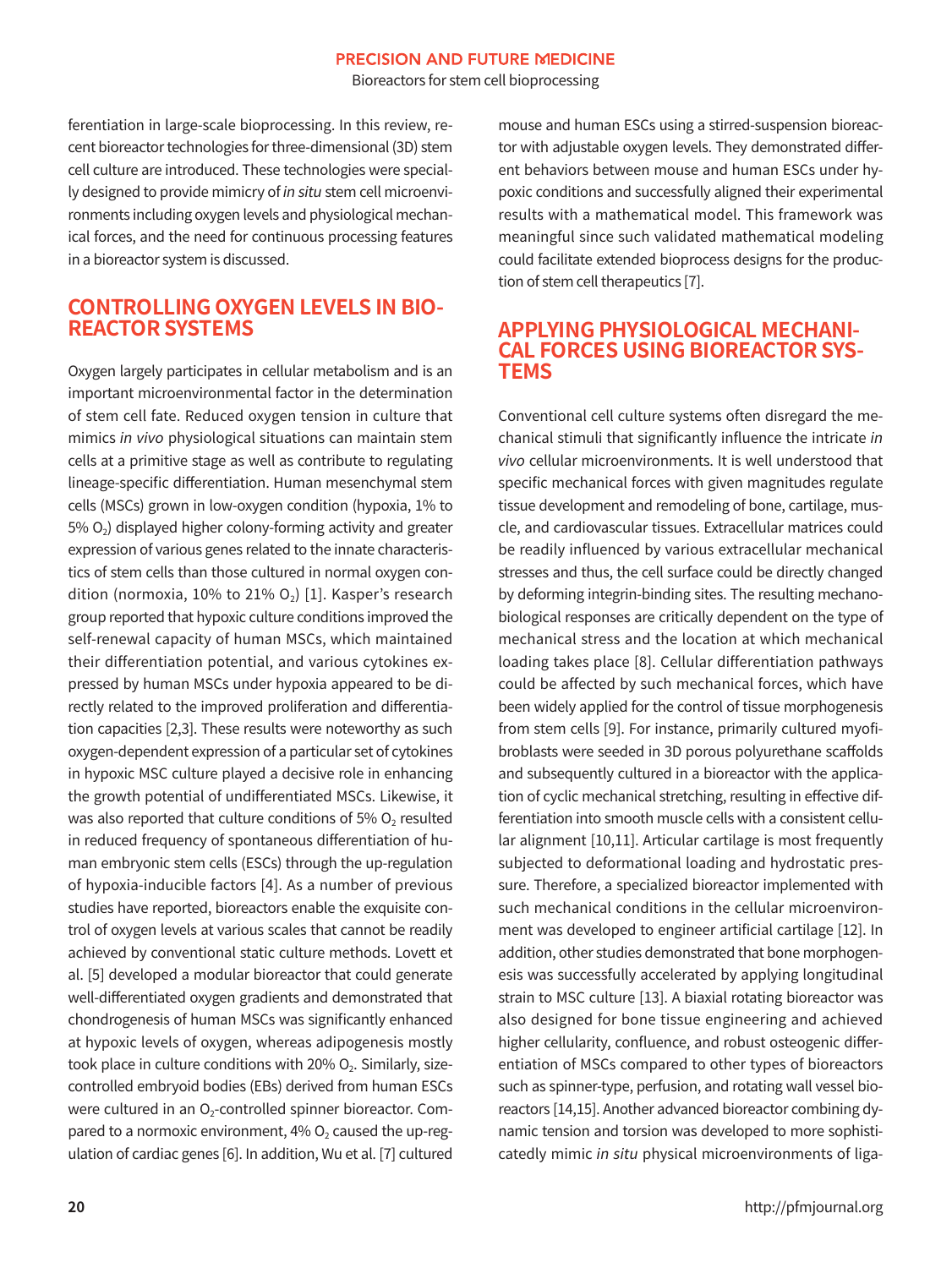ferentiation in large-scale bioprocessing. In this review, recent bioreactor technologies for three-dimensional (3D) stem cell culture are introduced. These technologies were specially designed to provide mimicry of *in situ* stem cell microenvironments including oxygen levels and physiological mechanical forces, and the need for continuous processing features in a bioreactor system is discussed.

## CONTROLLING OXYGEN LEVELS IN BIOREACTOR SYSTEMS

Oxygen largely participates in cellular metabolism and is an important microenvironmental factor in the determination of stem cell fate. Reduced oxygen tension in culture that mimics *in vivo* physiological situations can maintain stem cells at a primitive stage as well as contribute to regulating lineage-specific differentiation. Human mesenchymal stem cells (MSCs) grown in low-oxygen condition (hypoxia, 1% to 5% $O_2$) displayed higher colony-forming activity and greater expression of various genes related to the innate characteristics of stem cells than those cultured in normal oxygen condition (normoxia, 10% to 21% $O_2$) [1]. Kasper's research group reported that hypoxic culture conditions improved the self-renewal capacity of human MSCs, which maintained their differentiation potential, and various cytokines expressed by human MSCs under hypoxia appeared to be directly related to the improved proliferation and differentiation capacities [2,3]. These results were noteworthy as such oxygen-dependent expression of a particular set of cytokines in hypoxic MSC culture played a decisive role in enhancing the growth potential of undifferentiated MSCs. Likewise, it was also reported that culture conditions of 5% $O_2$ resulted in reduced frequency of spontaneous differentiation of human embryonic stem cells (ESCs) through the up-regulation of hypoxia-inducible factors [4]. As a number of previous studies have reported, bioreactors enable the exquisite control of oxygen levels at various scales that cannot be readily achieved by conventional static culture methods. Lovett et al. [5] developed a modular bioreactor that could generate well-differentiated oxygen gradients and demonstrated that chondrogenesis of human MSCs was significantly enhanced at hypoxic levels of oxygen, whereas adipogenesis mostly took place in culture conditions with 20% $O_2$. Similarly, size-controlled embryoid bodies (EBs) derived from human ESCs were cultured in an $O_2$-controlled spinner bioreactor. Compared to a normoxic environment, 4% $O_2$ caused the up-regulation of cardiac genes [6]. In addition, Wu et al. [7] cultured mouse and human ESCs using a stirred-suspension bioreactor with adjustable oxygen levels. They demonstrated different behaviors between mouse and human ESCs under hypoxic conditions and successfully aligned their experimental results with a mathematical model. This framework was meaningful since such validated mathematical modeling could facilitate extended bioprocess designs for the production of stem cell therapeutics [7].

## APPLYING PHYSIOLOGICAL MECHANICAL FORCES USING BIOREACTOR SYSTEMS

Conventional cell culture systems often disregard the mechanical stimuli that significantly influence the intricate *in vivo* cellular microenvironments. It is well understood that specific mechanical forces with given magnitudes regulate tissue development and remodeling of bone, cartilage, muscle, and cardiovascular tissues. Extracellular matrices could be readily influenced by various extracellular mechanical stresses and thus, the cell surface could be directly changed by deforming integrin-binding sites. The resulting mechanobiological responses are critically dependent on the type of mechanical stress and the location at which mechanical loading takes place [8]. Cellular differentiation pathways could be affected by such mechanical forces, which have been widely applied for the control of tissue morphogenesis from stem cells [9]. For instance, primarily cultured myofibroblasts were seeded in 3D porous polyurethane scaffolds and subsequently cultured in a bioreactor with the application of cyclic mechanical stretching, resulting in effective differentiation into smooth muscle cells with a consistent cellular alignment [10,11]. Articular cartilage is most frequently subjected to deformational loading and hydrostatic pressure. Therefore, a specialized bioreactor implemented with such mechanical conditions in the cellular microenvironment was developed to engineer artificial cartilage [12]. In addition, other studies demonstrated that bone morphogenesis was successfully accelerated by applying longitudinal strain to MSC culture [13]. A biaxial rotating bioreactor was also designed for bone tissue engineering and achieved higher cellularity, confluence, and robust osteogenic differentiation of MSCs compared to other types of bioreactors such as spinner-type, perfusion, and rotating wall vessel bioreactors [14,15]. Another advanced bioreactor combining dynamic tension and torsion was developed to more sophisticatedly mimic *in situ* physical microenvironments of liga-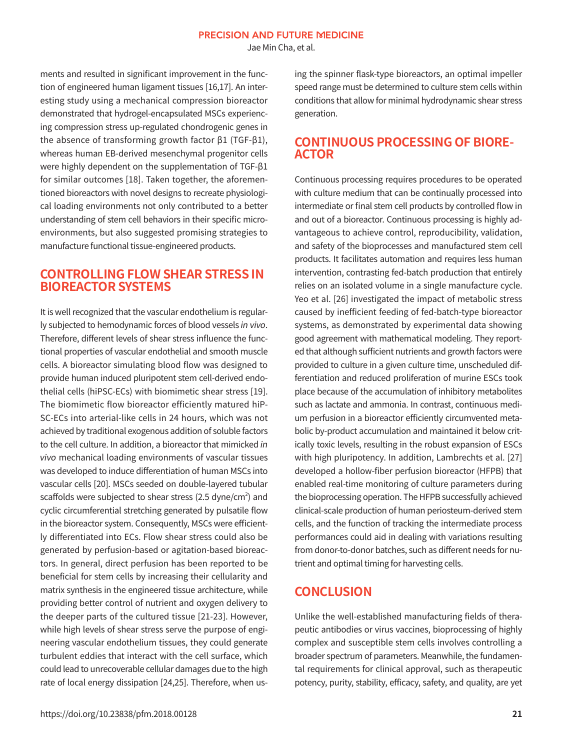ments and resulted in significant improvement in the function of engineered human ligament tissues [16,17]. An interesting study using a mechanical compression bioreactor demonstrated that hydrogel-encapsulated MSCs experiencing compression stress up-regulated chondrogenic genes in the absence of transforming growth factor β1 (TGF-β1), whereas human EB-derived mesenchymal progenitor cells were highly dependent on the supplementation of TGF-β1 for similar outcomes [18]. Taken together, the aforementioned bioreactors with novel designs to recreate physiological loading environments not only contributed to a better understanding of stem cell behaviors in their specific microenvironments, but also suggested promising strategies to manufacture functional tissue-engineered products.

## CONTROLLING FLOW SHEAR STRESS IN BIOREACTOR SYSTEMS

It is well recognized that the vascular endothelium is regularly subjected to hemodynamic forces of blood vessels *in vivo*. Therefore, different levels of shear stress influence the functional properties of vascular endothelial and smooth muscle cells. A bioreactor simulating blood flow was designed to provide human induced pluripotent stem cell-derived endothelial cells (hiPSC-ECs) with biomimetic shear stress [19]. The biomimetic flow bioreactor efficiently matured hiPSC-ECs into arterial-like cells in 24 hours, which was not achieved by traditional exogenous addition of soluble factors to the cell culture. In addition, a bioreactor that mimicked *in vivo* mechanical loading environments of vascular tissues was developed to induce differentiation of human MSCs into vascular cells [20]. MSCs seeded on double-layered tubular scaffolds were subjected to shear stress (2.5 dyne/cm$^2$) and cyclic circumferential stretching generated by pulsatile flow in the bioreactor system. Consequently, MSCs were efficiently differentiated into ECs. Flow shear stress could also be generated by perfusion-based or agitation-based bioreactors. In general, direct perfusion has been reported to be beneficial for stem cells by increasing their cellularity and matrix synthesis in the engineered tissue architecture, while providing better control of nutrient and oxygen delivery to the deeper parts of the cultured tissue [21-23]. However, while high levels of shear stress serve the purpose of engineering vascular endothelium tissues, they could generate turbulent eddies that interact with the cell surface, which could lead to unrecoverable cellular damages due to the high rate of local energy dissipation [24,25]. Therefore, when using the spinner flask-type bioreactors, an optimal impeller speed range must be determined to culture stem cells within conditions that allow for minimal hydrodynamic shear stress generation.

## CONTINUOUS PROCESSING OF BIOREACTOR

Continuous processing requires procedures to be operated with culture medium that can be continually processed into intermediate or final stem cell products by controlled flow in and out of a bioreactor. Continuous processing is highly advantageous to achieve control, reproducibility, validation, and safety of the bioprocesses and manufactured stem cell products. It facilitates automation and requires less human intervention, contrasting fed-batch production that entirely relies on an isolated volume in a single manufacture cycle. Yeo et al. [26] investigated the impact of metabolic stress caused by inefficient feeding of fed-batch-type bioreactor systems, as demonstrated by experimental data showing good agreement with mathematical modeling. They reported that although sufficient nutrients and growth factors were provided to culture in a given culture time, unscheduled differentiation and reduced proliferation of murine ESCs took place because of the accumulation of inhibitory metabolites such as lactate and ammonia. In contrast, continuous medium perfusion in a bioreactor efficiently circumvented metabolic by-product accumulation and maintained it below critically toxic levels, resulting in the robust expansion of ESCs with high pluripotency. In addition, Lambrechts et al. [27] developed a hollow-fiber perfusion bioreactor (HFPB) that enabled real-time monitoring of culture parameters during the bioprocessing operation. The HFPB successfully achieved clinical-scale production of human periosteum-derived stem cells, and the function of tracking the intermediate process performances could aid in dealing with variations resulting from donor-to-donor batches, such as different needs for nutrient and optimal timing for harvesting cells.

## CONCLUSION

Unlike the well-established manufacturing fields of therapeutic antibodies or virus vaccines, bioprocessing of highly complex and susceptible stem cells involves controlling a broader spectrum of parameters. Meanwhile, the fundamental requirements for clinical approval, such as therapeutic potency, purity, stability, efficacy, safety, and quality, are yet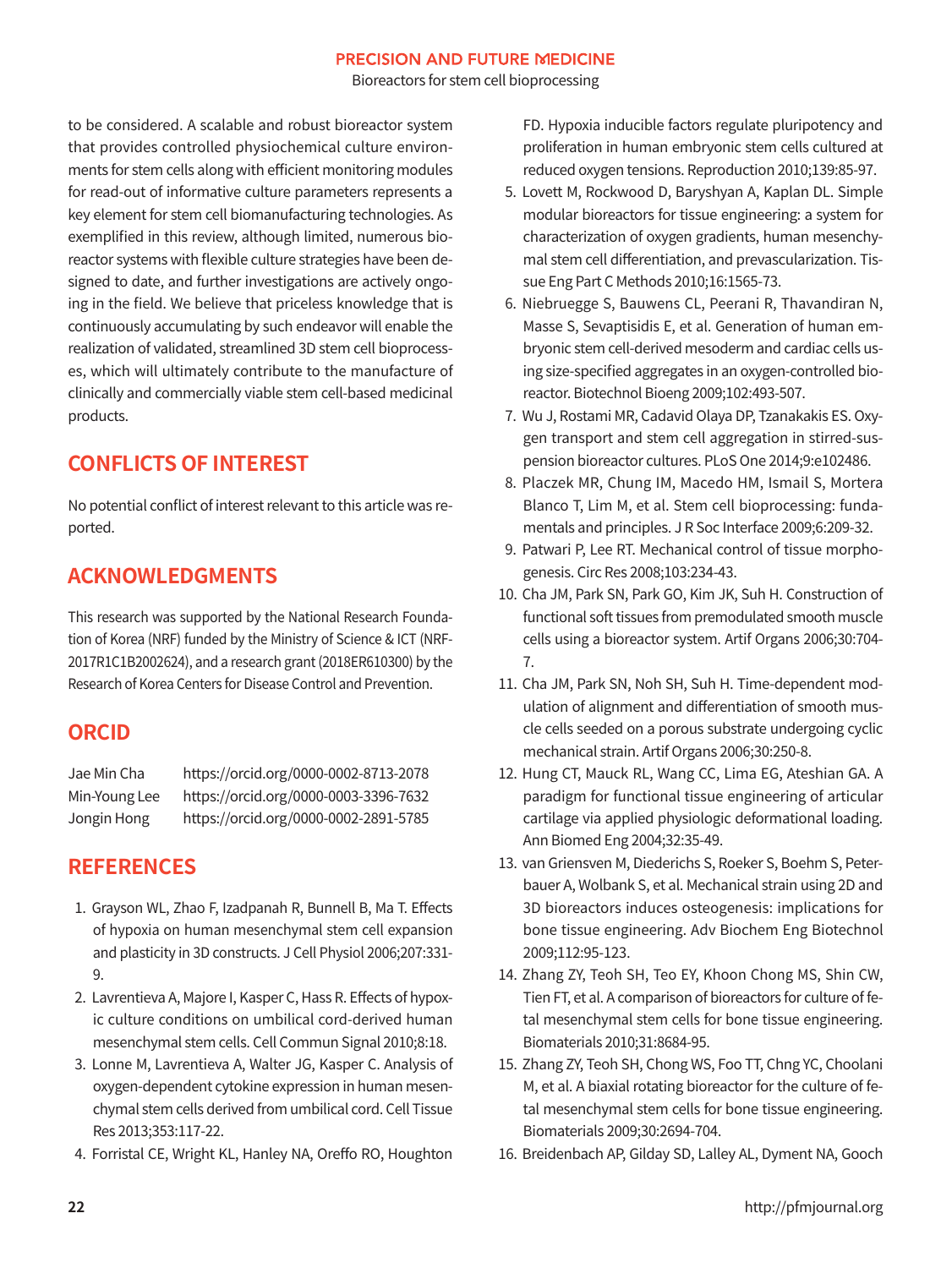to be considered. A scalable and robust bioreactor system that provides controlled physiochemical culture environments for stem cells along with efficient monitoring modules for read-out of informative culture parameters represents a key element for stem cell biomanufacturing technologies. As exemplified in this review, although limited, numerous bioreactor systems with flexible culture strategies have been designed to date, and further investigations are actively ongoing in the field. We believe that priceless knowledge that is continuously accumulating by such endeavor will enable the realization of validated, streamlined 3D stem cell bioprocesses, which will ultimately contribute to the manufacture of clinically and commercially viable stem cell-based medicinal products.

## CONFLICTS OF INTEREST

No potential conflict of interest relevant to this article was reported.

## ACKNOWLEDGMENTS

This research was supported by the National Research Foundation of Korea (NRF) funded by the Ministry of Science & ICT (NRF-2017R1C1B2002624), and a research grant (2018ER610300) by the Research of Korea Centers for Disease Control and Prevention.

## ORCID

Jae Min Cha https://orcid.org/0000-0002-8713-2078
Min-Young Lee https://orcid.org/0000-0003-3396-7632
Jongin Hong https://orcid.org/0000-0002-2891-5785

## REFERENCES

1. Grayson WL, Zhao F, Izadpanah R, Bunnell B, Ma T. Effects of hypoxia on human mesenchymal stem cell expansion and plasticity in 3D constructs. J Cell Physiol 2006;207:331-9.
2. Lavrentieva A, Majore I, Kasper C, Hass R. Effects of hypoxic culture conditions on umbilical cord-derived human mesenchymal stem cells. Cell Commun Signal 2010;8:18.
3. Lonne M, Lavrentieva A, Walter JG, Kasper C. Analysis of oxygen-dependent cytokine expression in human mesenchymal stem cells derived from umbilical cord. Cell Tissue Res 2013;353:117-22.
4. Forristal CE, Wright KL, Hanley NA, Oreffo RO, Houghton FD. Hypoxia inducible factors regulate pluripotency and proliferation in human embryonic stem cells cultured at reduced oxygen tensions. Reproduction 2010;139:85-97.
5. Lovett M, Rockwood D, Baryshyan A, Kaplan DL. Simple modular bioreactors for tissue engineering: a system for characterization of oxygen gradients, human mesenchymal stem cell differentiation, and prevascularization. Tissue Eng Part C Methods 2010;16:1565-73.
6. Niebruegge S, Bauwens CL, Peerani R, Thavandiran N, Masse S, Sevaptisidis E, et al. Generation of human embryonic stem cell-derived mesoderm and cardiac cells using size-specified aggregates in an oxygen-controlled bioreactor. Biotechnol Bioeng 2009;102:493-507.
7. Wu J, Rostami MR, Cadavid Olaya DP, Tzanakakis ES. Oxygen transport and stem cell aggregation in stirred-suspension bioreactor cultures. PLoS One 2014;9:e102486.
8. Placzek MR, Chung IM, Macedo HM, Ismail S, Mortera Blanco T, Lim M, et al. Stem cell bioprocessing: fundamentals and principles. J R Soc Interface 2009;6:209-32.
9. Patwari P, Lee RT. Mechanical control of tissue morphogenesis. Circ Res 2008;103:234-43.
10. Cha JM, Park SN, Park GO, Kim JK, Suh H. Construction of functional soft tissues from premodulated smooth muscle cells using a bioreactor system. Artif Organs 2006;30:704-7.
11. Cha JM, Park SN, Noh SH, Suh H. Time-dependent modulation of alignment and differentiation of smooth muscle cells seeded on a porous substrate undergoing cyclic mechanical strain. Artif Organs 2006;30:250-8.
12. Hung CT, Mauck RL, Wang CC, Lima EG, Ateshian GA. A paradigm for functional tissue engineering of articular cartilage via applied physiologic deformational loading. Ann Biomed Eng 2004;32:35-49.
13. van Griensven M, Diederichs S, Roeker S, Boehm S, Peterbauer A, Wolbank S, et al. Mechanical strain using 2D and 3D bioreactors induces osteogenesis: implications for bone tissue engineering. Adv Biochem Eng Biotechnol 2009;112:95-123.
14. Zhang ZY, Teoh SH, Teo EY, Khoon Chong MS, Shin CW, Tien FT, et al. A comparison of bioreactors for culture of fetal mesenchymal stem cells for bone tissue engineering. Biomaterials 2010;31:8684-95.
15. Zhang ZY, Teoh SH, Chong WS, Foo TT, Chng YC, Choolani M, et al. A biaxial rotating bioreactor for the culture of fetal mesenchymal stem cells for bone tissue engineering. Biomaterials 2009;30:2694-704.
16. Breidenbach AP, Gilday SD, Lalley AL, Dyment NA, Gooch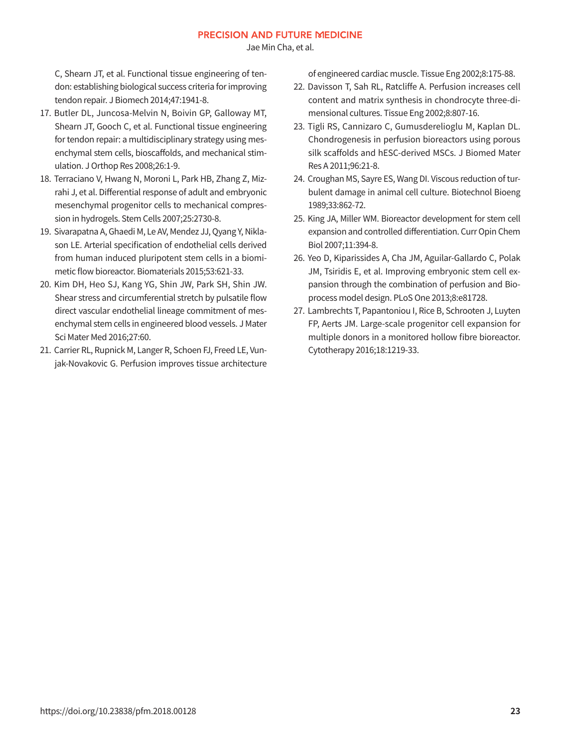C, Shearn JT, et al. Functional tissue engineering of tendon: establishing biological success criteria for improving tendon repair. J Biomech 2014;47:1941-8.

17. Butler DL, Juncosa-Melvin N, Boivin GP, Galloway MT, Shearn JT, Gooch C, et al. Functional tissue engineering for tendon repair: a multidisciplinary strategy using mesenchymal stem cells, bioscaffolds, and mechanical stimulation. J Orthop Res 2008;26:1-9.
18. Terraciano V, Hwang N, Moroni L, Park HB, Zhang Z, Mizrahi J, et al. Differential response of adult and embryonic mesenchymal progenitor cells to mechanical compression in hydrogels. Stem Cells 2007;25:2730-8.
19. Sivarapatna A, Ghaedi M, Le AV, Mendez JJ, Qyang Y, Niklason LE. Arterial specification of endothelial cells derived from human induced pluripotent stem cells in a biomimetic flow bioreactor. Biomaterials 2015;53:621-33.
20. Kim DH, Heo SJ, Kang YG, Shin JW, Park SH, Shin JW. Shear stress and circumferential stretch by pulsatile flow direct vascular endothelial lineage commitment of mesenchymal stem cells in engineered blood vessels. J Mater Sci Mater Med 2016;27:60.
21. Carrier RL, Rupnick M, Langer R, Schoen FJ, Freed LE, Vunjak-Novakovic G. Perfusion improves tissue architecture of engineered cardiac muscle. Tissue Eng 2002;8:175-88.
22. Davisson T, Sah RL, Ratcliffe A. Perfusion increases cell content and matrix synthesis in chondrocyte three-dimensional cultures. Tissue Eng 2002;8:807-16.
23. Tigli RS, Cannizaro C, Gumusderelioglu M, Kaplan DL. Chondrogenesis in perfusion bioreactors using porous silk scaffolds and hESC-derived MSCs. J Biomed Mater Res A 2011;96:21-8.
24. Croughan MS, Sayre ES, Wang DI. Viscous reduction of turbulent damage in animal cell culture. Biotechnol Bioeng 1989;33:862-72.
25. King JA, Miller WM. Bioreactor development for stem cell expansion and controlled differentiation. Curr Opin Chem Biol 2007;11:394-8.
26. Yeo D, Kiparissides A, Cha JM, Aguilar-Gallardo C, Polak JM, Tsiridis E, et al. Improving embryonic stem cell expansion through the combination of perfusion and Bioprocess model design. PLoS One 2013;8:e81728.
27. Lambrechts T, Papantoniou I, Rice B, Schrooten J, Luyten FP, Aerts JM. Large-scale progenitor cell expansion for multiple donors in a monitored hollow fibre bioreactor. Cytotherapy 2016;18:1219-33.